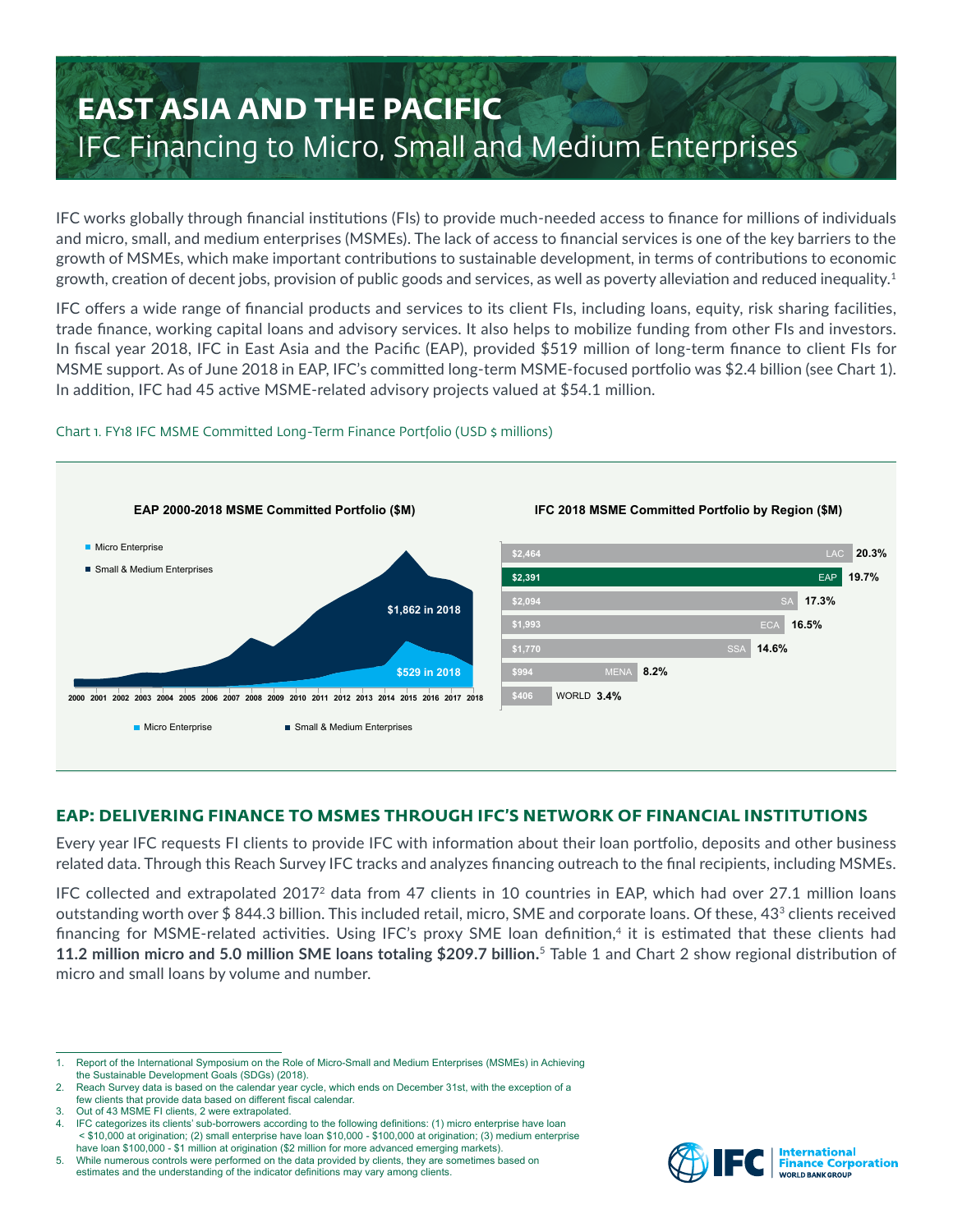# EAST ASIA AND THE PACIFIC

## IFC Financing to Micro, Small and Medium Enterprises

IFC works globally through financial institutions (FIs) to provide much-needed access to finance for millions of individuals and micro, small, and medium enterprises (MSMEs). The lack of access to financial services is one of the key barriers to the growth of MSMEs, which make important contributions to sustainable development, in terms of contributions to economic growth, creation of decent jobs, provision of public goods and services, as well as poverty alleviation and reduced inequality.[1]

IFC offers a wide range of financial products and services to its client FIs, including loans, equity, risk sharing facilities, trade finance, working capital loans and advisory services. It also helps to mobilize funding from other FIs and investors. In fiscal year 2018, IFC in East Asia and the Pacific (EAP), provided $519 million of long-term finance to client FIs for MSME support. As of June 2018 in EAP, IFC's committed long-term MSME-focused portfolio was $2.4 billion (see Chart 1). In addition, IFC had 45 active MSME-related advisory projects valued at $54.1 million.

Chart 1. FY18 IFC MSME Committed Long-Term Finance Portfolio (USD $ millions)

**EAP 2000-2018 MSME Committed Portfolio ($M)**

- Micro Enterprise: $529 in 2018
- Small & Medium Enterprises: $1,862 in 2018

**IFC 2018 MSME Committed Portfolio by Region ($M)**

| Region | $M | Share |
|---|---|---|
| LAC | $2,464 | 20.3% |
| EAP | $2,391 | 19.7% |
| SA | $2,094 | 17.3% |
| ECA | $1,993 | 16.5% |
| SSA | $1,770 | 14.6% |
| MENA | $994 | 8.2% |
| WORLD | $406 | 3.4% |

## EAP: DELIVERING FINANCE TO MSMES THROUGH IFC'S NETWORK OF FINANCIAL INSTITUTIONS

Every year IFC requests FI clients to provide IFC with information about their loan portfolio, deposits and other business related data. Through this Reach Survey IFC tracks and analyzes financing outreach to the final recipients, including MSMEs.

IFC collected and extrapolated 2017[2] data from 47 clients in 10 countries in EAP, which had over 27.1 million loans outstanding worth over $ 844.3 billion. This included retail, micro, SME and corporate loans. Of these, 43[3] clients received financing for MSME-related activities. Using IFC's proxy SME loan definition,[4] it is estimated that these clients had **11.2 million micro and 5.0 million SME loans totaling $209.7 billion.**[5] Table 1 and Chart 2 show regional distribution of micro and small loans by volume and number.

1. Report of the International Symposium on the Role of Micro-Small and Medium Enterprises (MSMEs) in Achieving the Sustainable Development Goals (SDGs) (2018).
2. Reach Survey data is based on the calendar year cycle, which ends on December 31st, with the exception of a few clients that provide data based on different fiscal calendar.
3. Out of 43 MSME FI clients, 2 were extrapolated.
4. IFC categorizes its clients' sub-borrowers according to the following definitions: (1) micro enterprise have loan < $10,000 at origination; (2) small enterprise have loan $10,000 - $100,000 at origination; (3) medium enterprise have loan $100,000 - $1 million at origination ($2 million for more advanced emerging markets).
5. While numerous controls were performed on the data provided by clients, they are sometimes based on estimates and the understanding of the indicator definitions may vary among clients.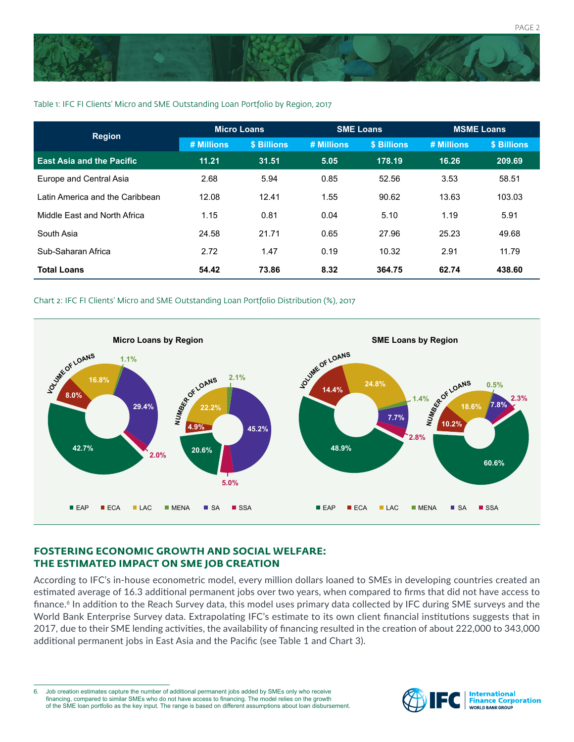Table 1: IFC FI Clients' Micro and SME Outstanding Loan Portfolio by Region, 2017

| Region | Micro Loans | | SME Loans | | MSME Loans | |
|---|---|---|---|---|---|---|
| | # Millions | $ Billions | # Millions | $ Billions | # Millions | $ Billions |
| **East Asia and the Pacific** | **11.21** | **31.51** | **5.05** | **178.19** | **16.26** | **209.69** |
| Europe and Central Asia | 2.68 | 5.94 | 0.85 | 52.56 | 3.53 | 58.51 |
| Latin America and the Caribbean | 12.08 | 12.41 | 1.55 | 90.62 | 13.63 | 103.03 |
| Middle East and North Africa | 1.15 | 0.81 | 0.04 | 5.10 | 1.19 | 5.91 |
| South Asia | 24.58 | 21.71 | 0.65 | 27.96 | 25.23 | 49.68 |
| Sub-Saharan Africa | 2.72 | 1.47 | 0.19 | 10.32 | 2.91 | 11.79 |
| **Total Loans** | **54.42** | **73.86** | **8.32** | **364.75** | **62.74** | **438.60** |

Chart 2: IFC FI Clients' Micro and SME Outstanding Loan Portfolio Distribution (%), 2017

**Micro Loans by Region**

| Region | Volume of Loans | Number of Loans |
|---|---|---|
| EAP | 42.7% | 20.6% |
| ECA | 8.0% | 4.9% |
| LAC | 16.8% | 22.2% |
| MENA | 1.1% | 2.1% |
| SA | 29.4% | 45.2% |
| SSA | 2.0% | 5.0% |

**SME Loans by Region**

| Region | Volume of Loans | Number of Loans |
|---|---|---|
| EAP | 48.9% | 60.6% |
| ECA | 14.4% | 10.2% |
| LAC | 24.8% | 18.6% |
| MENA | 1.4% | 0.5% |
| SA | 7.7% | 7.8% |
| SSA | 2.8% | 2.3% |

## FOSTERING ECONOMIC GROWTH AND SOCIAL WELFARE: THE ESTIMATED IMPACT ON SME JOB CREATION

According to IFC's in-house econometric model, every million dollars loaned to SMEs in developing countries created an estimated average of 16.3 additional permanent jobs over two years, when compared to firms that did not have access to finance.[6] In addition to the Reach Survey data, this model uses primary data collected by IFC during SME surveys and the World Bank Enterprise Survey data. Extrapolating IFC's estimate to its own client financial institutions suggests that in 2017, due to their SME lending activities, the availability of financing resulted in the creation of about 222,000 to 343,000 additional permanent jobs in East Asia and the Pacific (see Table 1 and Chart 3).

6. Job creation estimates capture the number of additional permanent jobs added by SMEs only who receive financing, compared to similar SMEs who do not have access to financing. The model relies on the growth of the SME loan portfolio as the key input. The range is based on different assumptions about loan disbursement.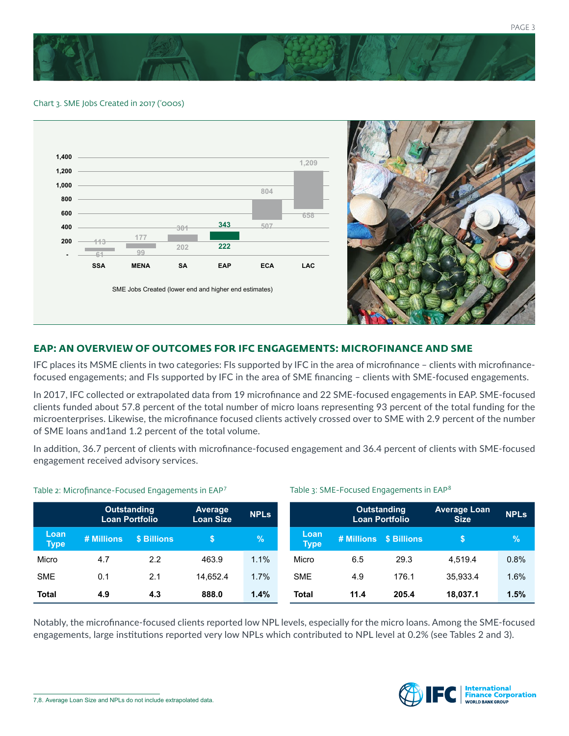Chart 3. SME Jobs Created in 2017 ('000s)

| Region | Lower end | Higher end |
|---|---|---|
| SSA | 61 | 113 |
| MENA | 99 | 177 |
| SA | 202 | 301 |
| EAP | 222 | 343 |
| ECA | 507 | 804 |
| LAC | 658 | 1,209 |

SME Jobs Created (lower end and higher end estimates)

## EAP: AN OVERVIEW OF OUTCOMES FOR IFC ENGAGEMENTS: MICROFINANCE AND SME

IFC places its MSME clients in two categories: FIs supported by IFC in the area of microfinance – clients with microfinance-focused engagements; and FIs supported by IFC in the area of SME financing – clients with SME-focused engagements.

In 2017, IFC collected or extrapolated data from 19 microfinance and 22 SME-focused engagements in EAP. SME-focused clients funded about 57.8 percent of the total number of micro loans representing 93 percent of the total funding for the microenterprises. Likewise, the microfinance focused clients actively crossed over to SME with 2.9 percent of the number of SME loans and1and 1.2 percent of the total volume.

In addition, 36.7 percent of clients with microfinance-focused engagement and 36.4 percent of clients with SME-focused engagement received advisory services.

Table 2: Microfinance-Focused Engagements in EAP[7]

| | Outstanding Loan Portfolio | | Average Loan Size | NPLs |
|---|---|---|---|---|
| Loan Type | # Millions | $ Billions | $ | % |
| Micro | 4.7 | 2.2 | 463.9 | 1.1% |
| SME | 0.1 | 2.1 | 14,652.4 | 1.7% |
| **Total** | **4.9** | **4.3** | **888.0** | **1.4%** |

Table 3: SME-Focused Engagements in EAP[8]

| | Outstanding Loan Portfolio | | Average Loan Size | NPLs |
|---|---|---|---|---|
| Loan Type | # Millions | $ Billions | $ | % |
| Micro | 6.5 | 29.3 | 4,519.4 | 0.8% |
| SME | 4.9 | 176.1 | 35,933.4 | 1.6% |
| **Total** | **11.4** | **205.4** | **18,037.1** | **1.5%** |

Notably, the microfinance-focused clients reported low NPL levels, especially for the micro loans. Among the SME-focused engagements, large institutions reported very low NPLs which contributed to NPL level at 0.2% (see Tables 2 and 3).

7,8. Average Loan Size and NPLs do not include extrapolated data.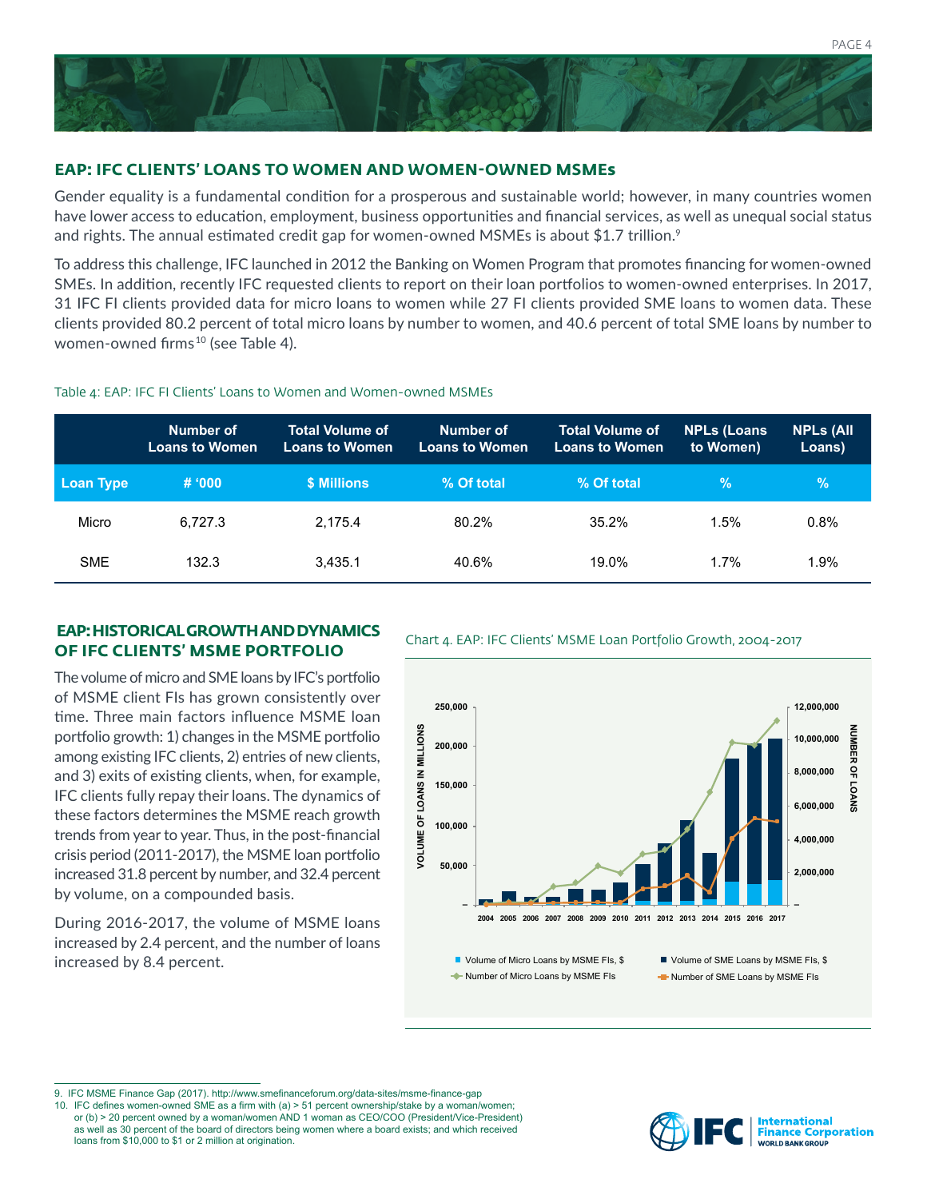## EAP: IFC CLIENTS' LOANS TO WOMEN AND WOMEN-OWNED MSMEs

Gender equality is a fundamental condition for a prosperous and sustainable world; however, in many countries women have lower access to education, employment, business opportunities and financial services, as well as unequal social status and rights. The annual estimated credit gap for women-owned MSMEs is about $1.7 trillion.[9]

To address this challenge, IFC launched in 2012 the Banking on Women Program that promotes financing for women-owned SMEs. In addition, recently IFC requested clients to report on their loan portfolios to women-owned enterprises. In 2017, 31 IFC FI clients provided data for micro loans to women while 27 FI clients provided SME loans to women data. These clients provided 80.2 percent of total micro loans by number to women, and 40.6 percent of total SME loans by number to women-owned firms[10] (see Table 4).

Table 4: EAP: IFC FI Clients' Loans to Women and Women-owned MSMEs

| | Number of Loans to Women | Total Volume of Loans to Women | Number of Loans to Women | Total Volume of Loans to Women | NPLs (Loans to Women) | NPLs (All Loans) |
|---|---|---|---|---|---|---|
| **Loan Type** | **# '000** | **$ Millions** | **% Of total** | **% Of total** | **%** | **%** |
| Micro | 6,727.3 | 2,175.4 | 80.2% | 35.2% | 1.5% | 0.8% |
| SME | 132.3 | 3,435.1 | 40.6% | 19.0% | 1.7% | 1.9% |

## EAP: HISTORICAL GROWTH AND DYNAMICS OF IFC CLIENTS' MSME PORTFOLIO

The volume of micro and SME loans by IFC's portfolio of MSME client FIs has grown consistently over time. Three main factors influence MSME loan portfolio growth: 1) changes in the MSME portfolio among existing IFC clients, 2) entries of new clients, and 3) exits of existing clients, when, for example, IFC clients fully repay their loans. The dynamics of these factors determines the MSME reach growth trends from year to year. Thus, in the post-financial crisis period (2011-2017), the MSME loan portfolio increased 31.8 percent by number, and 32.4 percent by volume, on a compounded basis.

During 2016-2017, the volume of MSME loans increased by 2.4 percent, and the number of loans increased by 8.4 percent.

Chart 4. EAP: IFC Clients' MSME Loan Portfolio Growth, 2004-2017

---

9. IFC MSME Finance Gap (2017). http://www.smefinanceforum.org/data-sites/msme-finance-gap
10. IFC defines women-owned SME as a firm with (a) > 51 percent ownership/stake by a woman/women; or (b) > 20 percent owned by a woman/women AND 1 woman as CEO/COO (President/Vice-President) as well as 30 percent of the board of directors being women where a board exists; and which received loans from $10,000 to $1 or 2 million at origination.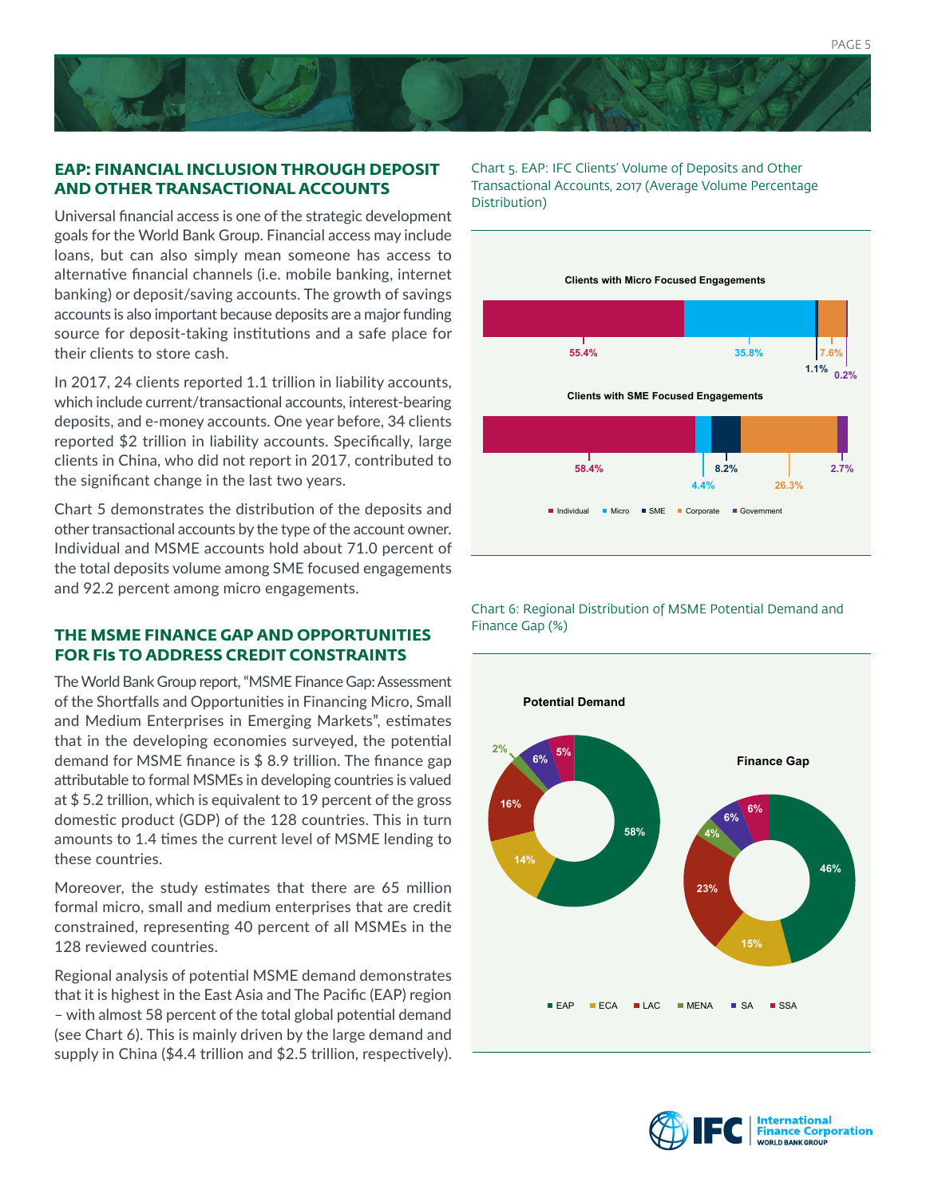## EAP: FINANCIAL INCLUSION THROUGH DEPOSIT AND OTHER TRANSACTIONAL ACCOUNTS

Universal financial access is one of the strategic development goals for the World Bank Group. Financial access may include loans, but can also simply mean someone has access to alternative financial channels (i.e. mobile banking, internet banking) or deposit/saving accounts. The growth of savings accounts is also important because deposits are a major funding source for deposit-taking institutions and a safe place for their clients to store cash.

In 2017, 24 clients reported 1.1 trillion in liability accounts, which include current/transactional accounts, interest-bearing deposits, and e-money accounts. One year before, 34 clients reported $2 trillion in liability accounts. Specifically, large clients in China, who did not report in 2017, contributed to the significant change in the last two years.

Chart 5 demonstrates the distribution of the deposits and other transactional accounts by the type of the account owner. Individual and MSME accounts hold about 71.0 percent of the total deposits volume among SME focused engagements and 92.2 percent among micro engagements.

## THE MSME FINANCE GAP AND OPPORTUNITIES FOR FIs TO ADDRESS CREDIT CONSTRAINTS

The World Bank Group report, "MSME Finance Gap: Assessment of the Shortfalls and Opportunities in Financing Micro, Small and Medium Enterprises in Emerging Markets", estimates that in the developing economies surveyed, the potential demand for MSME finance is $ 8.9 trillion. The finance gap attributable to formal MSMEs in developing countries is valued at $ 5.2 trillion, which is equivalent to 19 percent of the gross domestic product (GDP) of the 128 countries. This in turn amounts to 1.4 times the current level of MSME lending to these countries.

Moreover, the study estimates that there are 65 million formal micro, small and medium enterprises that are credit constrained, representing 40 percent of all MSMEs in the 128 reviewed countries.

Regional analysis of potential MSME demand demonstrates that it is highest in the East Asia and The Pacific (EAP) region – with almost 58 percent of the total global potential demand (see Chart 6). This is mainly driven by the large demand and supply in China ($4.4 trillion and $2.5 trillion, respectively).

Chart 5. EAP: IFC Clients' Volume of Deposits and Other Transactional Accounts, 2017 (Average Volume Percentage Distribution)

| | Individual | Micro | SME | Corporate | Government |
|---|---|---|---|---|---|
| Clients with Micro Focused Engagements | 55.4% | 35.8% | 1.1% | 7.6% | 0.2% |
| Clients with SME Focused Engagements | 58.4% | 4.4% | 8.2% | 26.3% | 2.7% |

Chart 6: Regional Distribution of MSME Potential Demand and Finance Gap (%)

| | EAP | ECA | LAC | MENA | SA | SSA |
|---|---|---|---|---|---|---|
| Potential Demand | 58% | 14% | 16% | 2% | 6% | 5% |
| Finance Gap | 46% | 15% | 23% | 4% | 6% | 6% |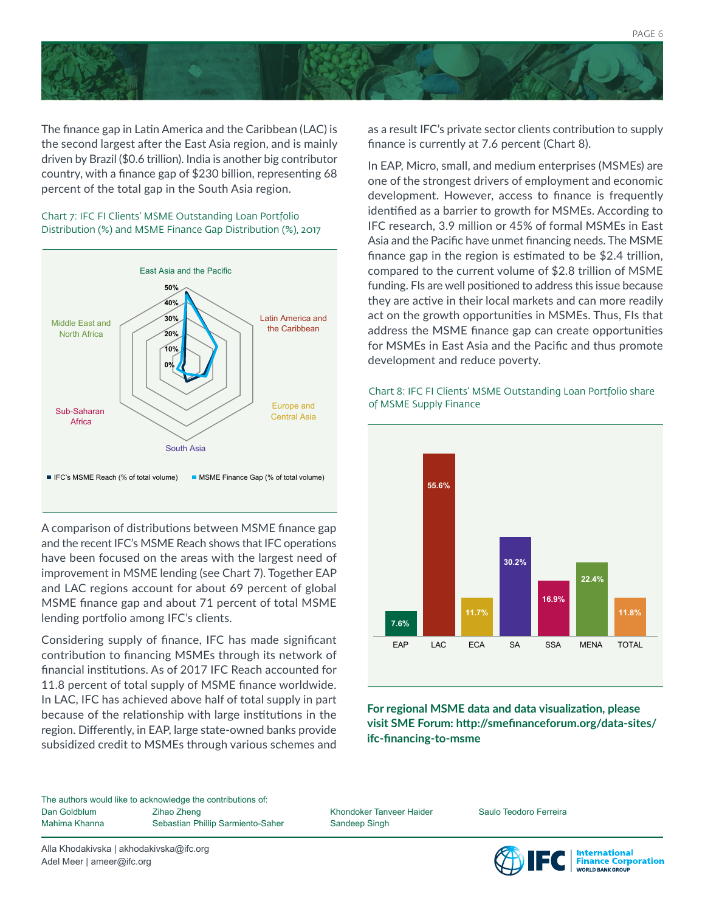The finance gap in Latin America and the Caribbean (LAC) is the second largest after the East Asia region, and is mainly driven by Brazil ($0.6 trillion). India is another big contributor country, with a finance gap of $230 billion, representing 68 percent of the total gap in the South Asia region.

Chart 7: IFC FI Clients' MSME Outstanding Loan Portfolio Distribution (%) and MSME Finance Gap Distribution (%), 2017

East Asia and the Pacific
Latin America and the Caribbean
Europe and Central Asia
South Asia
Sub-Saharan Africa
Middle East and North Africa
50%
40%
30%
20%
10%
0%
IFC's MSME Reach (% of total volume)
MSME Finance Gap (% of total volume)

A comparison of distributions between MSME finance gap and the recent IFC's MSME Reach shows that IFC operations have been focused on the areas with the largest need of improvement in MSME lending (see Chart 7). Together EAP and LAC regions account for about 69 percent of global MSME finance gap and about 71 percent of total MSME lending portfolio among IFC's clients.

Considering supply of finance, IFC has made significant contribution to financing MSMEs through its network of financial institutions. As of 2017 IFC Reach accounted for 11.8 percent of total supply of MSME finance worldwide. In LAC, IFC has achieved above half of total supply in part because of the relationship with large institutions in the region. Differently, in EAP, large state-owned banks provide subsidized credit to MSMEs through various schemes and as a result IFC's private sector clients contribution to supply finance is currently at 7.6 percent (Chart 8).

In EAP, Micro, small, and medium enterprises (MSMEs) are one of the strongest drivers of employment and economic development. However, access to finance is frequently identified as a barrier to growth for MSMEs. According to IFC research, 3.9 million or 45% of formal MSMEs in East Asia and the Pacific have unmet financing needs. The MSME finance gap in the region is estimated to be $2.4 trillion, compared to the current volume of $2.8 trillion of MSME funding. FIs are well positioned to address this issue because they are active in their local markets and can more readily act on the growth opportunities in MSMEs. Thus, FIs that address the MSME finance gap can create opportunities for MSMEs in East Asia and the Pacific and thus promote development and reduce poverty.

Chart 8: IFC FI Clients' MSME Outstanding Loan Portfolio share of MSME Supply Finance

EAP 7.6%
LAC 55.6%
ECA 11.7%
SA 30.2%
SSA 16.9%
MENA 22.4%
TOTAL 11.8%

**For regional MSME data and data visualization, please visit SME Forum: http://smefinanceforum.org/data-sites/ifc-financing-to-msme**

The authors would like to acknowledge the contributions of:
Dan Goldblum, Zihao Zheng, Khondoker Tanveer Haider, Saulo Teodoro Ferreira
Mahima Khanna, Sebastian Phillip Sarmiento-Saher, Sandeep Singh

Alla Khodakivska | akhodakivska@ifc.org
Adel Meer | ameer@ifc.org

IFC | International Finance Corporation
WORLD BANK GROUP